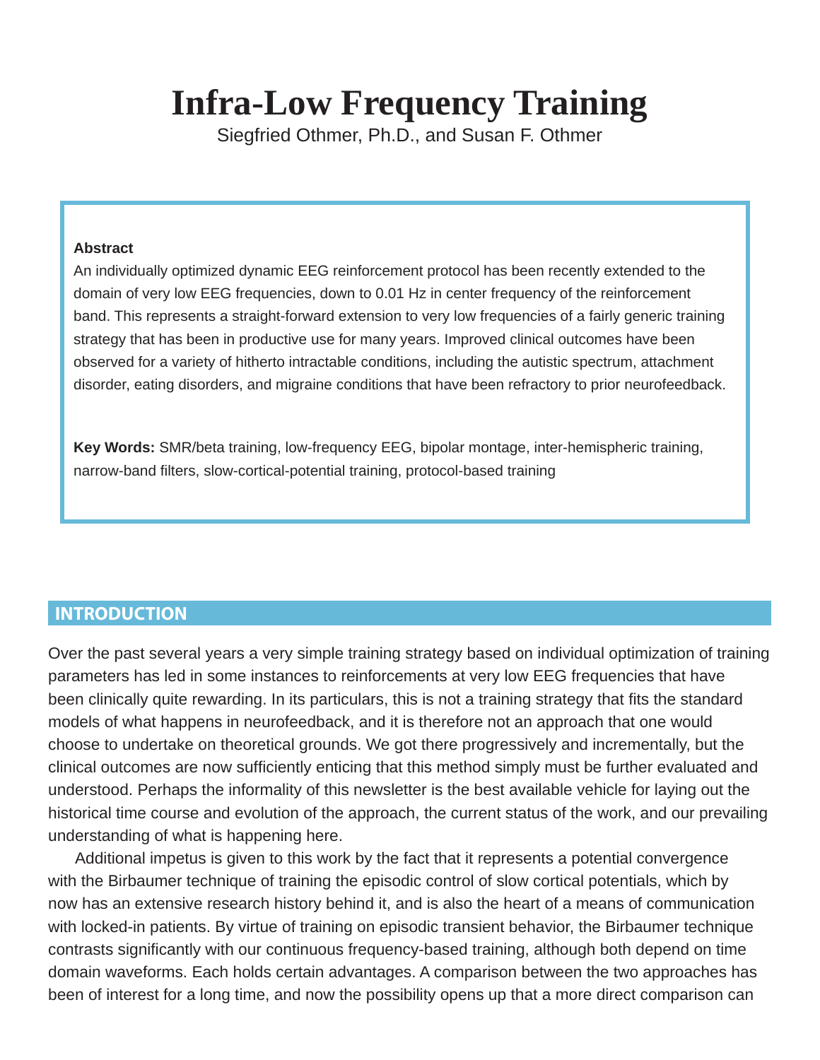# Infra-Low Frequency Training

Siegfried Othmer, Ph.D., and Susan F. Othmer

**Abstract**

An individually optimized dynamic EEG reinforcement protocol has been recently extended to the domain of very low EEG frequencies, down to 0.01 Hz in center frequency of the reinforcement band. This represents a straight-forward extension to very low frequencies of a fairly generic training strategy that has been in productive use for many years. Improved clinical outcomes have been observed for a variety of hitherto intractable conditions, including the autistic spectrum, attachment disorder, eating disorders, and migraine conditions that have been refractory to prior neurofeedback.

**Key Words:** SMR/beta training, low-frequency EEG, bipolar montage, inter-hemispheric training, narrow-band filters, slow-cortical-potential training, protocol-based training

## INTRODUCTION

Over the past several years a very simple training strategy based on individual optimization of training parameters has led in some instances to reinforcements at very low EEG frequencies that have been clinically quite rewarding. In its particulars, this is not a training strategy that fits the standard models of what happens in neurofeedback, and it is therefore not an approach that one would choose to undertake on theoretical grounds. We got there progressively and incrementally, but the clinical outcomes are now sufficiently enticing that this method simply must be further evaluated and understood. Perhaps the informality of this newsletter is the best available vehicle for laying out the historical time course and evolution of the approach, the current status of the work, and our prevailing understanding of what is happening here.

Additional impetus is given to this work by the fact that it represents a potential convergence with the Birbaumer technique of training the episodic control of slow cortical potentials, which by now has an extensive research history behind it, and is also the heart of a means of communication with locked-in patients. By virtue of training on episodic transient behavior, the Birbaumer technique contrasts significantly with our continuous frequency-based training, although both depend on time domain waveforms. Each holds certain advantages. A comparison between the two approaches has been of interest for a long time, and now the possibility opens up that a more direct comparison can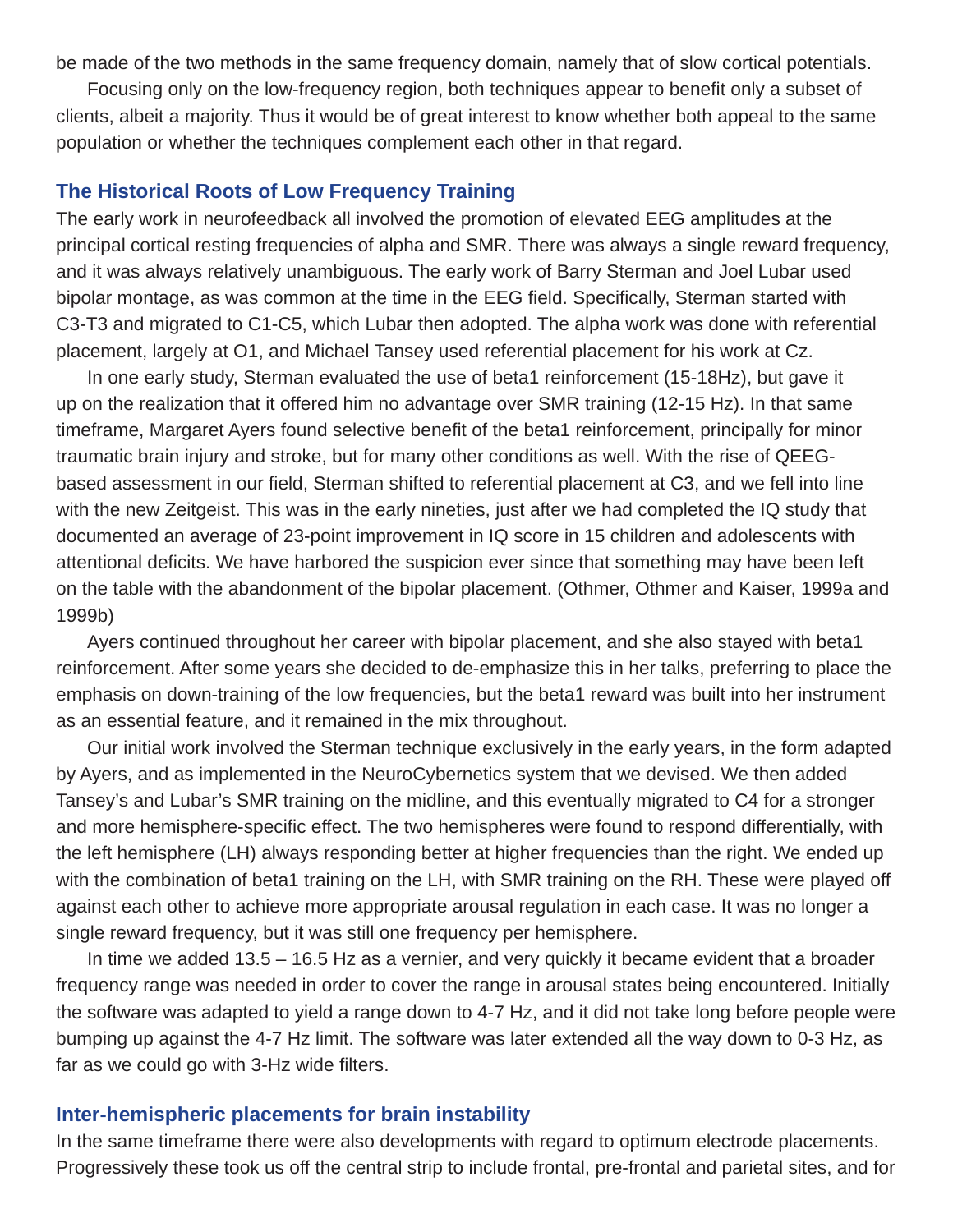be made of the two methods in the same frequency domain, namely that of slow cortical potentials.

Focusing only on the low-frequency region, both techniques appear to benefit only a subset of clients, albeit a majority. Thus it would be of great interest to know whether both appeal to the same population or whether the techniques complement each other in that regard.

## The Historical Roots of Low Frequency Training

The early work in neurofeedback all involved the promotion of elevated EEG amplitudes at the principal cortical resting frequencies of alpha and SMR. There was always a single reward frequency, and it was always relatively unambiguous. The early work of Barry Sterman and Joel Lubar used bipolar montage, as was common at the time in the EEG field. Specifically, Sterman started with C3-T3 and migrated to C1-C5, which Lubar then adopted. The alpha work was done with referential placement, largely at O1, and Michael Tansey used referential placement for his work at Cz.

In one early study, Sterman evaluated the use of beta1 reinforcement (15-18Hz), but gave it up on the realization that it offered him no advantage over SMR training (12-15 Hz). In that same timeframe, Margaret Ayers found selective benefit of the beta1 reinforcement, principally for minor traumatic brain injury and stroke, but for many other conditions as well. With the rise of QEEG-based assessment in our field, Sterman shifted to referential placement at C3, and we fell into line with the new Zeitgeist. This was in the early nineties, just after we had completed the IQ study that documented an average of 23-point improvement in IQ score in 15 children and adolescents with attentional deficits. We have harbored the suspicion ever since that something may have been left on the table with the abandonment of the bipolar placement. (Othmer, Othmer and Kaiser, 1999a and 1999b)

Ayers continued throughout her career with bipolar placement, and she also stayed with beta1 reinforcement. After some years she decided to de-emphasize this in her talks, preferring to place the emphasis on down-training of the low frequencies, but the beta1 reward was built into her instrument as an essential feature, and it remained in the mix throughout.

Our initial work involved the Sterman technique exclusively in the early years, in the form adapted by Ayers, and as implemented in the NeuroCybernetics system that we devised. We then added Tansey's and Lubar's SMR training on the midline, and this eventually migrated to C4 for a stronger and more hemisphere-specific effect. The two hemispheres were found to respond differentially, with the left hemisphere (LH) always responding better at higher frequencies than the right. We ended up with the combination of beta1 training on the LH, with SMR training on the RH. These were played off against each other to achieve more appropriate arousal regulation in each case. It was no longer a single reward frequency, but it was still one frequency per hemisphere.

In time we added 13.5 – 16.5 Hz as a vernier, and very quickly it became evident that a broader frequency range was needed in order to cover the range in arousal states being encountered. Initially the software was adapted to yield a range down to 4-7 Hz, and it did not take long before people were bumping up against the 4-7 Hz limit. The software was later extended all the way down to 0-3 Hz, as far as we could go with 3-Hz wide filters.

## Inter-hemispheric placements for brain instability

In the same timeframe there were also developments with regard to optimum electrode placements. Progressively these took us off the central strip to include frontal, pre-frontal and parietal sites, and for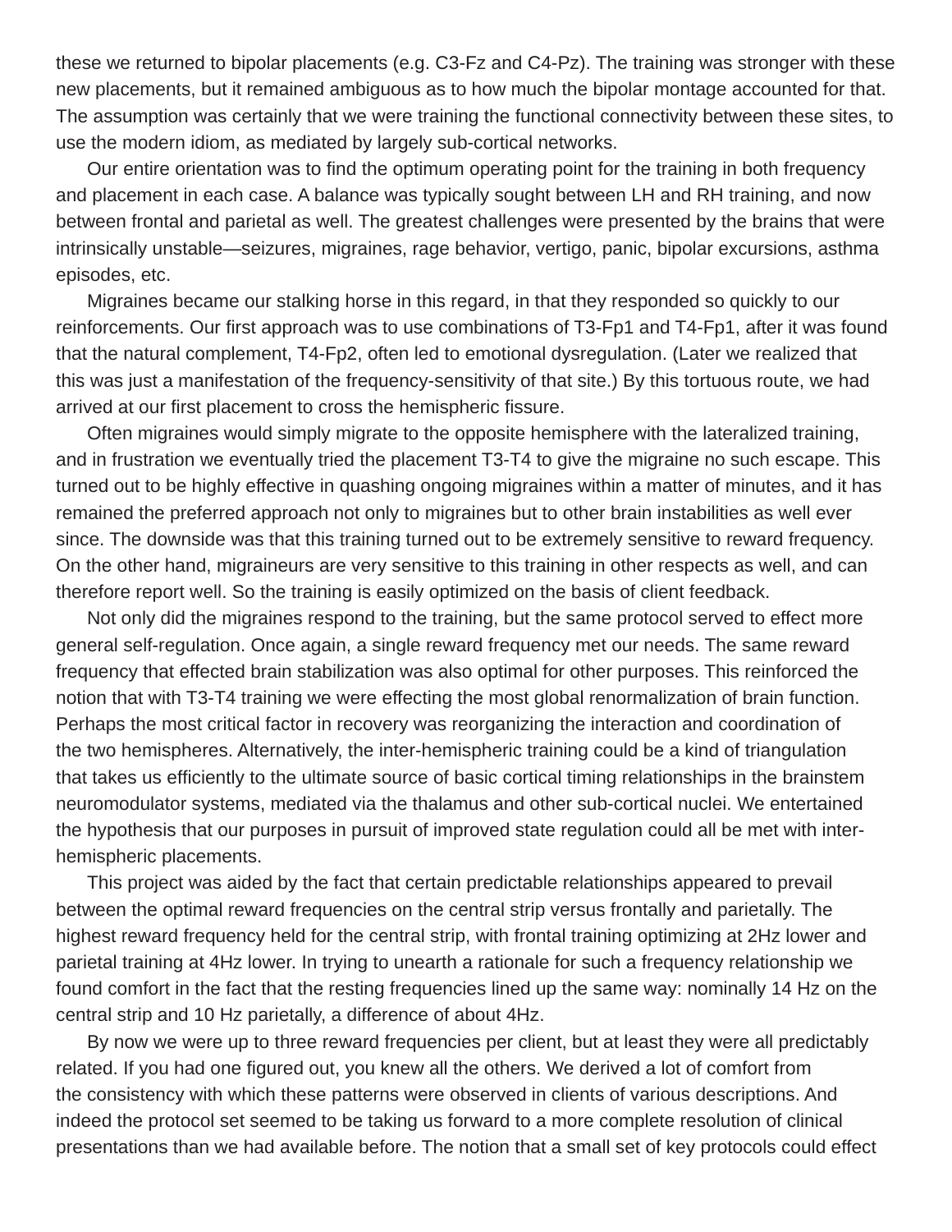these we returned to bipolar placements (e.g. C3-Fz and C4-Pz). The training was stronger with these new placements, but it remained ambiguous as to how much the bipolar montage accounted for that. The assumption was certainly that we were training the functional connectivity between these sites, to use the modern idiom, as mediated by largely sub-cortical networks.

Our entire orientation was to find the optimum operating point for the training in both frequency and placement in each case. A balance was typically sought between LH and RH training, and now between frontal and parietal as well. The greatest challenges were presented by the brains that were intrinsically unstable—seizures, migraines, rage behavior, vertigo, panic, bipolar excursions, asthma episodes, etc.

Migraines became our stalking horse in this regard, in that they responded so quickly to our reinforcements. Our first approach was to use combinations of T3-Fp1 and T4-Fp1, after it was found that the natural complement, T4-Fp2, often led to emotional dysregulation. (Later we realized that this was just a manifestation of the frequency-sensitivity of that site.) By this tortuous route, we had arrived at our first placement to cross the hemispheric fissure.

Often migraines would simply migrate to the opposite hemisphere with the lateralized training, and in frustration we eventually tried the placement T3-T4 to give the migraine no such escape. This turned out to be highly effective in quashing ongoing migraines within a matter of minutes, and it has remained the preferred approach not only to migraines but to other brain instabilities as well ever since. The downside was that this training turned out to be extremely sensitive to reward frequency. On the other hand, migraineurs are very sensitive to this training in other respects as well, and can therefore report well. So the training is easily optimized on the basis of client feedback.

Not only did the migraines respond to the training, but the same protocol served to effect more general self-regulation. Once again, a single reward frequency met our needs. The same reward frequency that effected brain stabilization was also optimal for other purposes. This reinforced the notion that with T3-T4 training we were effecting the most global renormalization of brain function. Perhaps the most critical factor in recovery was reorganizing the interaction and coordination of the two hemispheres. Alternatively, the inter-hemispheric training could be a kind of triangulation that takes us efficiently to the ultimate source of basic cortical timing relationships in the brainstem neuromodulator systems, mediated via the thalamus and other sub-cortical nuclei. We entertained the hypothesis that our purposes in pursuit of improved state regulation could all be met with inter-hemispheric placements.

This project was aided by the fact that certain predictable relationships appeared to prevail between the optimal reward frequencies on the central strip versus frontally and parietally. The highest reward frequency held for the central strip, with frontal training optimizing at 2Hz lower and parietal training at 4Hz lower. In trying to unearth a rationale for such a frequency relationship we found comfort in the fact that the resting frequencies lined up the same way: nominally 14 Hz on the central strip and 10 Hz parietally, a difference of about 4Hz.

By now we were up to three reward frequencies per client, but at least they were all predictably related. If you had one figured out, you knew all the others. We derived a lot of comfort from the consistency with which these patterns were observed in clients of various descriptions. And indeed the protocol set seemed to be taking us forward to a more complete resolution of clinical presentations than we had available before. The notion that a small set of key protocols could effect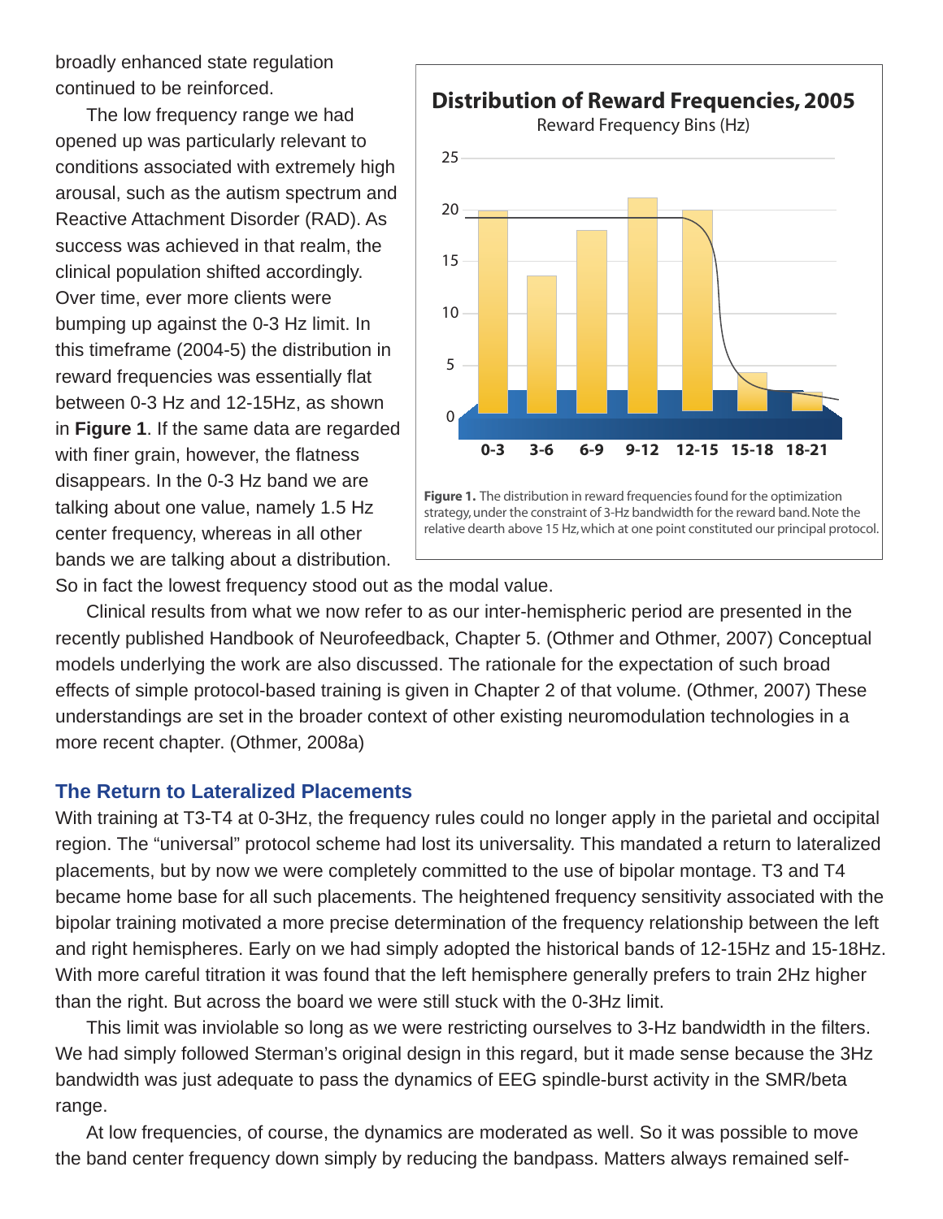broadly enhanced state regulation continued to be reinforced.

The low frequency range we had opened up was particularly relevant to conditions associated with extremely high arousal, such as the autism spectrum and Reactive Attachment Disorder (RAD). As success was achieved in that realm, the clinical population shifted accordingly. Over time, ever more clients were bumping up against the 0-3 Hz limit. In this timeframe (2004-5) the distribution in reward frequencies was essentially flat between 0-3 Hz and 12-15Hz, as shown in **Figure 1**. If the same data are regarded with finer grain, however, the flatness disappears. In the 0-3 Hz band we are talking about one value, namely 1.5 Hz center frequency, whereas in all other bands we are talking about a distribution. So in fact the lowest frequency stood out as the modal value.

**Distribution of Reward Frequencies, 2005**

Reward Frequency Bins (Hz)

**Figure 1.** The distribution in reward frequencies found for the optimization strategy, under the constraint of 3-Hz bandwidth for the reward band. Note the relative dearth above 15 Hz, which at one point constituted our principal protocol.

Clinical results from what we now refer to as our inter-hemispheric period are presented in the recently published Handbook of Neurofeedback, Chapter 5. (Othmer and Othmer, 2007) Conceptual models underlying the work are also discussed. The rationale for the expectation of such broad effects of simple protocol-based training is given in Chapter 2 of that volume. (Othmer, 2007) These understandings are set in the broader context of other existing neuromodulation technologies in a more recent chapter. (Othmer, 2008a)

## The Return to Lateralized Placements

With training at T3-T4 at 0-3Hz, the frequency rules could no longer apply in the parietal and occipital region. The "universal" protocol scheme had lost its universality. This mandated a return to lateralized placements, but by now we were completely committed to the use of bipolar montage. T3 and T4 became home base for all such placements. The heightened frequency sensitivity associated with the bipolar training motivated a more precise determination of the frequency relationship between the left and right hemispheres. Early on we had simply adopted the historical bands of 12-15Hz and 15-18Hz. With more careful titration it was found that the left hemisphere generally prefers to train 2Hz higher than the right. But across the board we were still stuck with the 0-3Hz limit.

This limit was inviolable so long as we were restricting ourselves to 3-Hz bandwidth in the filters. We had simply followed Sterman's original design in this regard, but it made sense because the 3Hz bandwidth was just adequate to pass the dynamics of EEG spindle-burst activity in the SMR/beta range.

At low frequencies, of course, the dynamics are moderated as well. So it was possible to move the band center frequency down simply by reducing the bandpass. Matters always remained self-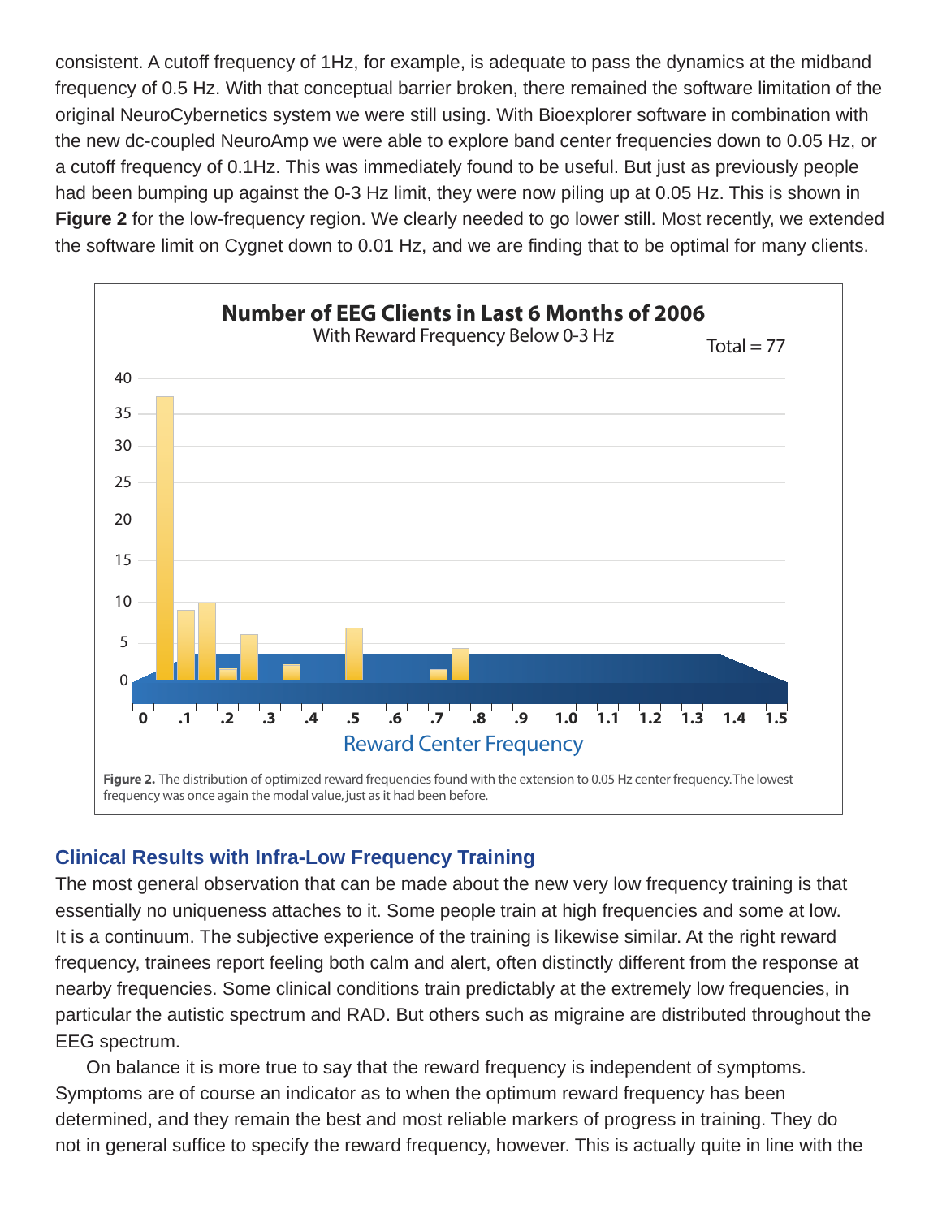consistent. A cutoff frequency of 1Hz, for example, is adequate to pass the dynamics at the midband frequency of 0.5 Hz. With that conceptual barrier broken, there remained the software limitation of the original NeuroCybernetics system we were still using. With Bioexplorer software in combination with the new dc-coupled NeuroAmp we were able to explore band center frequencies down to 0.05 Hz, or a cutoff frequency of 0.1Hz. This was immediately found to be useful. But just as previously people had been bumping up against the 0-3 Hz limit, they were now piling up at 0.05 Hz. This is shown in **Figure 2** for the low-frequency region. We clearly needed to go lower still. Most recently, we extended the software limit on Cygnet down to 0.01 Hz, and we are finding that to be optimal for many clients.

**Number of EEG Clients in Last 6 Months of 2006**
With Reward Frequency Below 0-3 Hz
Total = 77

**Figure 2.** The distribution of optimized reward frequencies found with the extension to 0.05 Hz center frequency. The lowest frequency was once again the modal value, just as it had been before.

## Clinical Results with Infra-Low Frequency Training

The most general observation that can be made about the new very low frequency training is that essentially no uniqueness attaches to it. Some people train at high frequencies and some at low. It is a continuum. The subjective experience of the training is likewise similar. At the right reward frequency, trainees report feeling both calm and alert, often distinctly different from the response at nearby frequencies. Some clinical conditions train predictably at the extremely low frequencies, in particular the autistic spectrum and RAD. But others such as migraine are distributed throughout the EEG spectrum.

On balance it is more true to say that the reward frequency is independent of symptoms. Symptoms are of course an indicator as to when the optimum reward frequency has been determined, and they remain the best and most reliable markers of progress in training. They do not in general suffice to specify the reward frequency, however. This is actually quite in line with the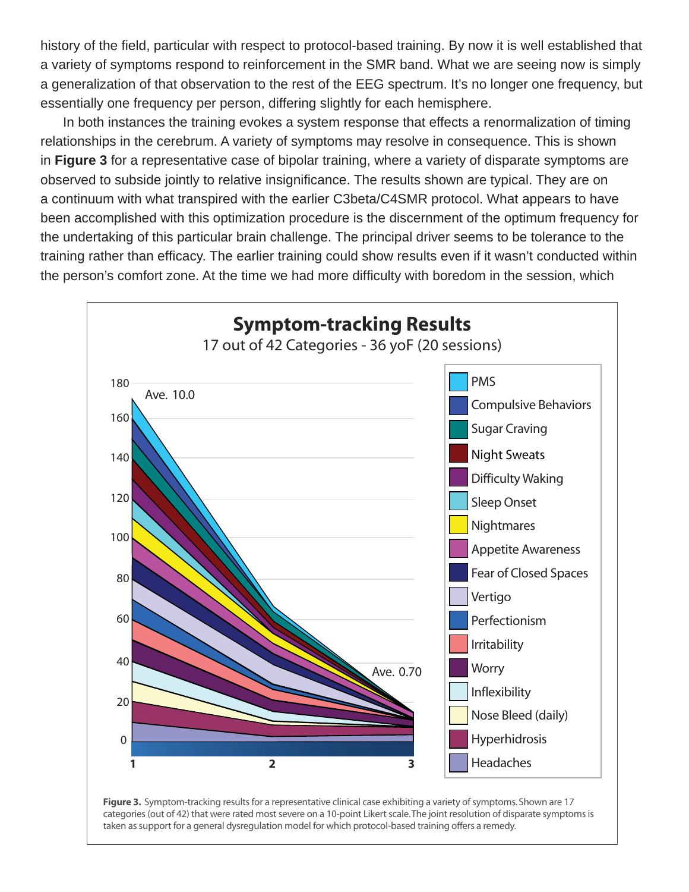history of the field, particular with respect to protocol-based training. By now it is well established that a variety of symptoms respond to reinforcement in the SMR band. What we are seeing now is simply a generalization of that observation to the rest of the EEG spectrum. It's no longer one frequency, but essentially one frequency per person, differing slightly for each hemisphere.

In both instances the training evokes a system response that effects a renormalization of timing relationships in the cerebrum. A variety of symptoms may resolve in consequence. This is shown in **Figure 3** for a representative case of bipolar training, where a variety of disparate symptoms are observed to subside jointly to relative insignificance. The results shown are typical. They are on a continuum with what transpired with the earlier C3beta/C4SMR protocol. What appears to have been accomplished with this optimization procedure is the discernment of the optimum frequency for the undertaking of this particular brain challenge. The principal driver seems to be tolerance to the training rather than efficacy. The earlier training could show results even if it wasn't conducted within the person's comfort zone. At the time we had more difficulty with boredom in the session, which

**Symptom-tracking Results**

17 out of 42 Categories - 36 yoF (20 sessions)

**Figure 3.** Symptom-tracking results for a representative clinical case exhibiting a variety of symptoms. Shown are 17 categories (out of 42) that were rated most severe on a 10-point Likert scale. The joint resolution of disparate symptoms is taken as support for a general dysregulation model for which protocol-based training offers a remedy.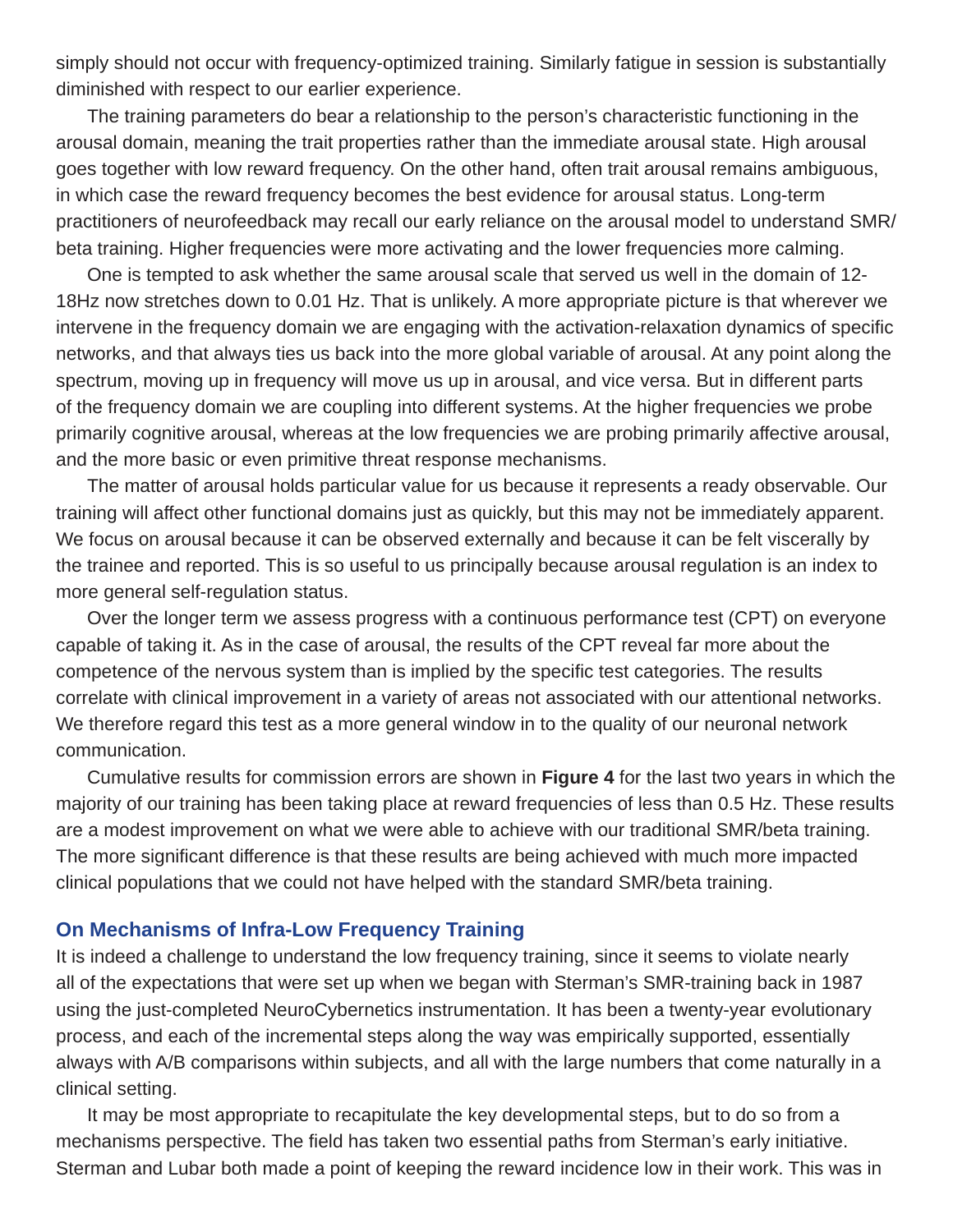simply should not occur with frequency-optimized training. Similarly fatigue in session is substantially diminished with respect to our earlier experience.

The training parameters do bear a relationship to the person's characteristic functioning in the arousal domain, meaning the trait properties rather than the immediate arousal state. High arousal goes together with low reward frequency. On the other hand, often trait arousal remains ambiguous, in which case the reward frequency becomes the best evidence for arousal status. Long-term practitioners of neurofeedback may recall our early reliance on the arousal model to understand SMR/beta training. Higher frequencies were more activating and the lower frequencies more calming.

One is tempted to ask whether the same arousal scale that served us well in the domain of 12-18Hz now stretches down to 0.01 Hz. That is unlikely. A more appropriate picture is that wherever we intervene in the frequency domain we are engaging with the activation-relaxation dynamics of specific networks, and that always ties us back into the more global variable of arousal. At any point along the spectrum, moving up in frequency will move us up in arousal, and vice versa. But in different parts of the frequency domain we are coupling into different systems. At the higher frequencies we probe primarily cognitive arousal, whereas at the low frequencies we are probing primarily affective arousal, and the more basic or even primitive threat response mechanisms.

The matter of arousal holds particular value for us because it represents a ready observable. Our training will affect other functional domains just as quickly, but this may not be immediately apparent. We focus on arousal because it can be observed externally and because it can be felt viscerally by the trainee and reported. This is so useful to us principally because arousal regulation is an index to more general self-regulation status.

Over the longer term we assess progress with a continuous performance test (CPT) on everyone capable of taking it. As in the case of arousal, the results of the CPT reveal far more about the competence of the nervous system than is implied by the specific test categories. The results correlate with clinical improvement in a variety of areas not associated with our attentional networks. We therefore regard this test as a more general window in to the quality of our neuronal network communication.

Cumulative results for commission errors are shown in **Figure 4** for the last two years in which the majority of our training has been taking place at reward frequencies of less than 0.5 Hz. These results are a modest improvement on what we were able to achieve with our traditional SMR/beta training. The more significant difference is that these results are being achieved with much more impacted clinical populations that we could not have helped with the standard SMR/beta training.

## On Mechanisms of Infra-Low Frequency Training

It is indeed a challenge to understand the low frequency training, since it seems to violate nearly all of the expectations that were set up when we began with Sterman's SMR-training back in 1987 using the just-completed NeuroCybernetics instrumentation. It has been a twenty-year evolutionary process, and each of the incremental steps along the way was empirically supported, essentially always with A/B comparisons within subjects, and all with the large numbers that come naturally in a clinical setting.

It may be most appropriate to recapitulate the key developmental steps, but to do so from a mechanisms perspective. The field has taken two essential paths from Sterman's early initiative. Sterman and Lubar both made a point of keeping the reward incidence low in their work. This was in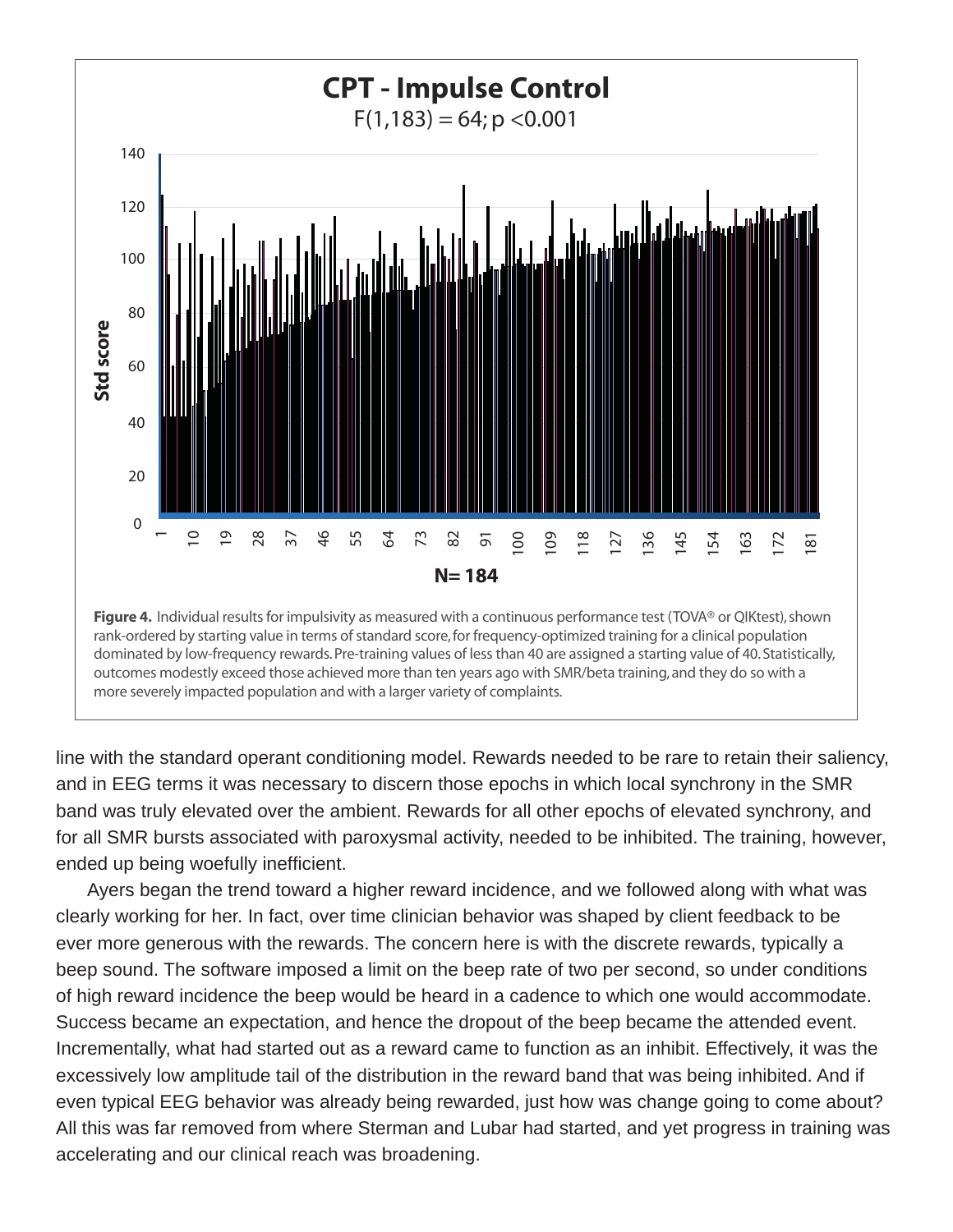**CPT - Impulse Control**

$F(1,183) = 64; p < 0.001$

**Figure 4.** Individual results for impulsivity as measured with a continuous performance test (TOVA® or QIKtest), shown rank-ordered by starting value in terms of standard score, for frequency-optimized training for a clinical population dominated by low-frequency rewards. Pre-training values of less than 40 are assigned a starting value of 40. Statistically, outcomes modestly exceed those achieved more than ten years ago with SMR/beta training, and they do so with a more severely impacted population and with a larger variety of complaints.

line with the standard operant conditioning model. Rewards needed to be rare to retain their saliency, and in EEG terms it was necessary to discern those epochs in which local synchrony in the SMR band was truly elevated over the ambient. Rewards for all other epochs of elevated synchrony, and for all SMR bursts associated with paroxysmal activity, needed to be inhibited. The training, however, ended up being woefully inefficient.

Ayers began the trend toward a higher reward incidence, and we followed along with what was clearly working for her. In fact, over time clinician behavior was shaped by client feedback to be ever more generous with the rewards. The concern here is with the discrete rewards, typically a beep sound. The software imposed a limit on the beep rate of two per second, so under conditions of high reward incidence the beep would be heard in a cadence to which one would accommodate. Success became an expectation, and hence the dropout of the beep became the attended event. Incrementally, what had started out as a reward came to function as an inhibit. Effectively, it was the excessively low amplitude tail of the distribution in the reward band that was being inhibited. And if even typical EEG behavior was already being rewarded, just how was change going to come about? All this was far removed from where Sterman and Lubar had started, and yet progress in training was accelerating and our clinical reach was broadening.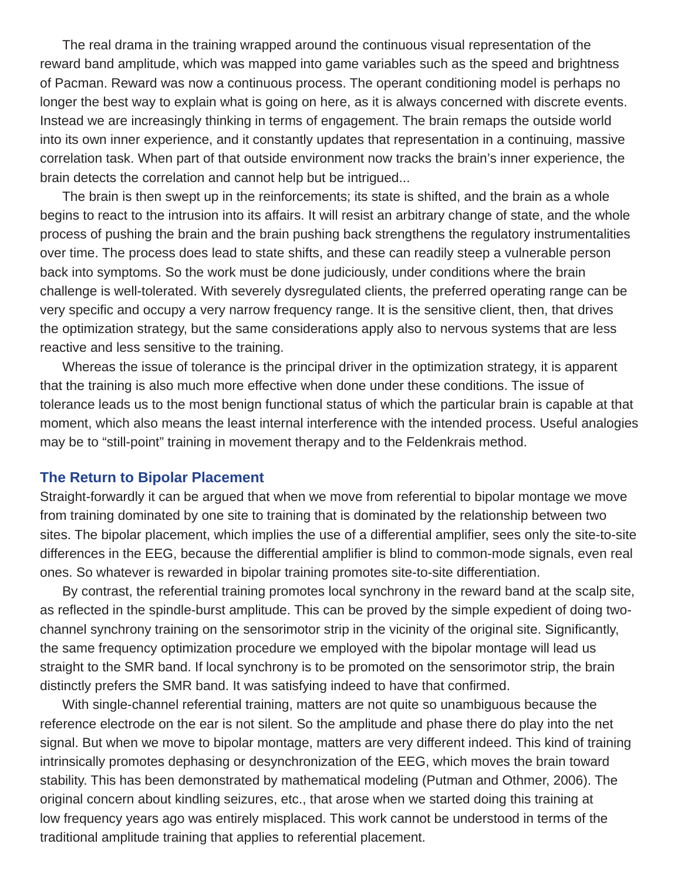The real drama in the training wrapped around the continuous visual representation of the reward band amplitude, which was mapped into game variables such as the speed and brightness of Pacman. Reward was now a continuous process. The operant conditioning model is perhaps no longer the best way to explain what is going on here, as it is always concerned with discrete events. Instead we are increasingly thinking in terms of engagement. The brain remaps the outside world into its own inner experience, and it constantly updates that representation in a continuing, massive correlation task. When part of that outside environment now tracks the brain's inner experience, the brain detects the correlation and cannot help but be intrigued...

The brain is then swept up in the reinforcements; its state is shifted, and the brain as a whole begins to react to the intrusion into its affairs. It will resist an arbitrary change of state, and the whole process of pushing the brain and the brain pushing back strengthens the regulatory instrumentalities over time. The process does lead to state shifts, and these can readily steep a vulnerable person back into symptoms. So the work must be done judiciously, under conditions where the brain challenge is well-tolerated. With severely dysregulated clients, the preferred operating range can be very specific and occupy a very narrow frequency range. It is the sensitive client, then, that drives the optimization strategy, but the same considerations apply also to nervous systems that are less reactive and less sensitive to the training.

Whereas the issue of tolerance is the principal driver in the optimization strategy, it is apparent that the training is also much more effective when done under these conditions. The issue of tolerance leads us to the most benign functional status of which the particular brain is capable at that moment, which also means the least internal interference with the intended process. Useful analogies may be to "still-point" training in movement therapy and to the Feldenkrais method.

### The Return to Bipolar Placement

Straight-forwardly it can be argued that when we move from referential to bipolar montage we move from training dominated by one site to training that is dominated by the relationship between two sites. The bipolar placement, which implies the use of a differential amplifier, sees only the site-to-site differences in the EEG, because the differential amplifier is blind to common-mode signals, even real ones. So whatever is rewarded in bipolar training promotes site-to-site differentiation.

By contrast, the referential training promotes local synchrony in the reward band at the scalp site, as reflected in the spindle-burst amplitude. This can be proved by the simple expedient of doing two-channel synchrony training on the sensorimotor strip in the vicinity of the original site. Significantly, the same frequency optimization procedure we employed with the bipolar montage will lead us straight to the SMR band. If local synchrony is to be promoted on the sensorimotor strip, the brain distinctly prefers the SMR band. It was satisfying indeed to have that confirmed.

With single-channel referential training, matters are not quite so unambiguous because the reference electrode on the ear is not silent. So the amplitude and phase there do play into the net signal. But when we move to bipolar montage, matters are very different indeed. This kind of training intrinsically promotes dephasing or desynchronization of the EEG, which moves the brain toward stability. This has been demonstrated by mathematical modeling (Putman and Othmer, 2006). The original concern about kindling seizures, etc., that arose when we started doing this training at low frequency years ago was entirely misplaced. This work cannot be understood in terms of the traditional amplitude training that applies to referential placement.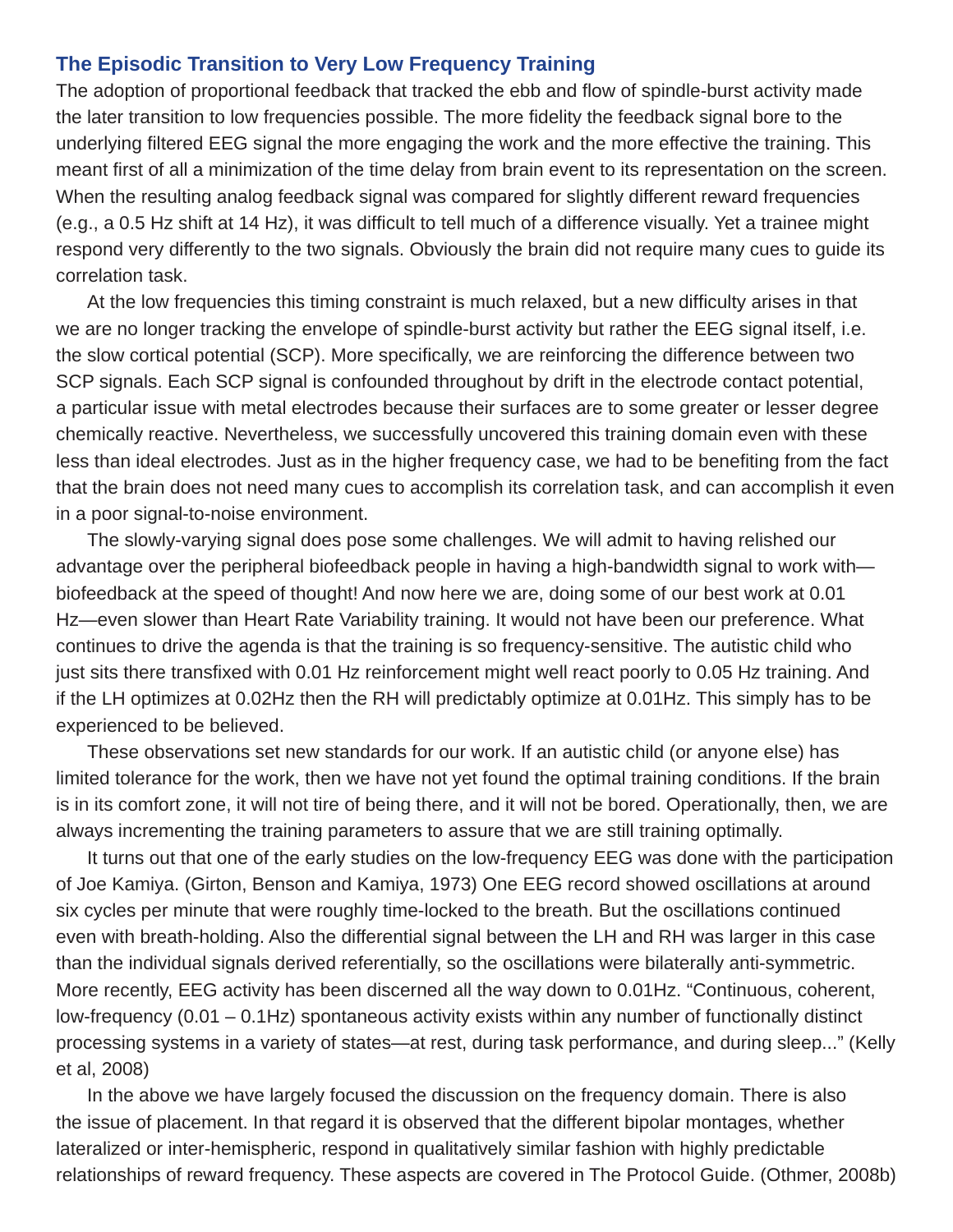## The Episodic Transition to Very Low Frequency Training

The adoption of proportional feedback that tracked the ebb and flow of spindle-burst activity made the later transition to low frequencies possible. The more fidelity the feedback signal bore to the underlying filtered EEG signal the more engaging the work and the more effective the training. This meant first of all a minimization of the time delay from brain event to its representation on the screen. When the resulting analog feedback signal was compared for slightly different reward frequencies (e.g., a 0.5 Hz shift at 14 Hz), it was difficult to tell much of a difference visually. Yet a trainee might respond very differently to the two signals. Obviously the brain did not require many cues to guide its correlation task.

At the low frequencies this timing constraint is much relaxed, but a new difficulty arises in that we are no longer tracking the envelope of spindle-burst activity but rather the EEG signal itself, i.e. the slow cortical potential (SCP). More specifically, we are reinforcing the difference between two SCP signals. Each SCP signal is confounded throughout by drift in the electrode contact potential, a particular issue with metal electrodes because their surfaces are to some greater or lesser degree chemically reactive. Nevertheless, we successfully uncovered this training domain even with these less than ideal electrodes. Just as in the higher frequency case, we had to be benefiting from the fact that the brain does not need many cues to accomplish its correlation task, and can accomplish it even in a poor signal-to-noise environment.

The slowly-varying signal does pose some challenges. We will admit to having relished our advantage over the peripheral biofeedback people in having a high-bandwidth signal to work with—biofeedback at the speed of thought! And now here we are, doing some of our best work at 0.01 Hz—even slower than Heart Rate Variability training. It would not have been our preference. What continues to drive the agenda is that the training is so frequency-sensitive. The autistic child who just sits there transfixed with 0.01 Hz reinforcement might well react poorly to 0.05 Hz training. And if the LH optimizes at 0.02Hz then the RH will predictably optimize at 0.01Hz. This simply has to be experienced to be believed.

These observations set new standards for our work. If an autistic child (or anyone else) has limited tolerance for the work, then we have not yet found the optimal training conditions. If the brain is in its comfort zone, it will not tire of being there, and it will not be bored. Operationally, then, we are always incrementing the training parameters to assure that we are still training optimally.

It turns out that one of the early studies on the low-frequency EEG was done with the participation of Joe Kamiya. (Girton, Benson and Kamiya, 1973) One EEG record showed oscillations at around six cycles per minute that were roughly time-locked to the breath. But the oscillations continued even with breath-holding. Also the differential signal between the LH and RH was larger in this case than the individual signals derived referentially, so the oscillations were bilaterally anti-symmetric. More recently, EEG activity has been discerned all the way down to 0.01Hz. "Continuous, coherent, low-frequency (0.01 – 0.1Hz) spontaneous activity exists within any number of functionally distinct processing systems in a variety of states—at rest, during task performance, and during sleep..." (Kelly et al, 2008)

In the above we have largely focused the discussion on the frequency domain. There is also the issue of placement. In that regard it is observed that the different bipolar montages, whether lateralized or inter-hemispheric, respond in qualitatively similar fashion with highly predictable relationships of reward frequency. These aspects are covered in The Protocol Guide. (Othmer, 2008b)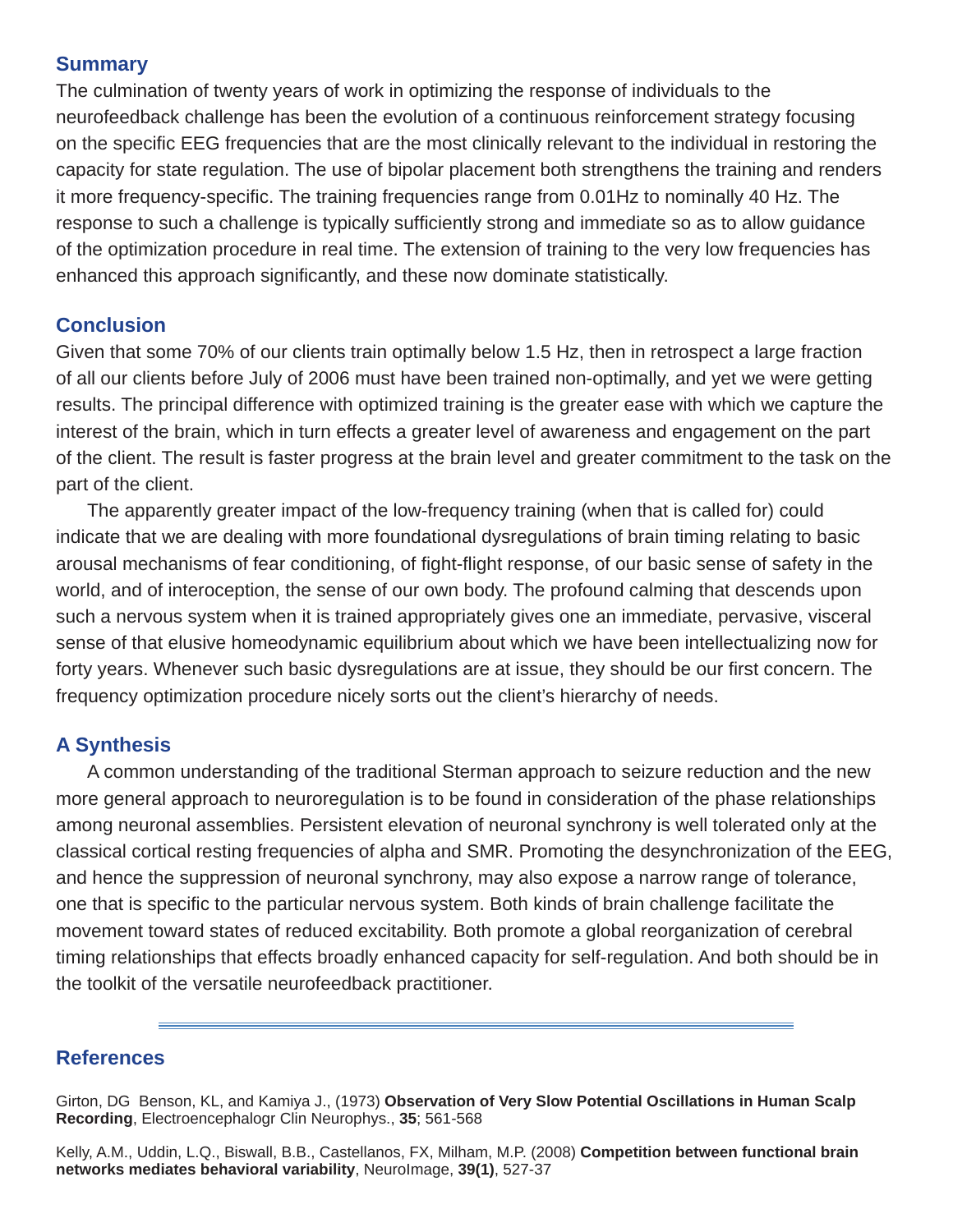## Summary

The culmination of twenty years of work in optimizing the response of individuals to the neurofeedback challenge has been the evolution of a continuous reinforcement strategy focusing on the specific EEG frequencies that are the most clinically relevant to the individual in restoring the capacity for state regulation. The use of bipolar placement both strengthens the training and renders it more frequency-specific. The training frequencies range from 0.01Hz to nominally 40 Hz. The response to such a challenge is typically sufficiently strong and immediate so as to allow guidance of the optimization procedure in real time. The extension of training to the very low frequencies has enhanced this approach significantly, and these now dominate statistically.

## Conclusion

Given that some 70% of our clients train optimally below 1.5 Hz, then in retrospect a large fraction of all our clients before July of 2006 must have been trained non-optimally, and yet we were getting results. The principal difference with optimized training is the greater ease with which we capture the interest of the brain, which in turn effects a greater level of awareness and engagement on the part of the client. The result is faster progress at the brain level and greater commitment to the task on the part of the client.

The apparently greater impact of the low-frequency training (when that is called for) could indicate that we are dealing with more foundational dysregulations of brain timing relating to basic arousal mechanisms of fear conditioning, of fight-flight response, of our basic sense of safety in the world, and of interoception, the sense of our own body. The profound calming that descends upon such a nervous system when it is trained appropriately gives one an immediate, pervasive, visceral sense of that elusive homeodynamic equilibrium about which we have been intellectualizing now for forty years. Whenever such basic dysregulations are at issue, they should be our first concern. The frequency optimization procedure nicely sorts out the client's hierarchy of needs.

## A Synthesis

A common understanding of the traditional Sterman approach to seizure reduction and the new more general approach to neuroregulation is to be found in consideration of the phase relationships among neuronal assemblies. Persistent elevation of neuronal synchrony is well tolerated only at the classical cortical resting frequencies of alpha and SMR. Promoting the desynchronization of the EEG, and hence the suppression of neuronal synchrony, may also expose a narrow range of tolerance, one that is specific to the particular nervous system. Both kinds of brain challenge facilitate the movement toward states of reduced excitability. Both promote a global reorganization of cerebral timing relationships that effects broadly enhanced capacity for self-regulation. And both should be in the toolkit of the versatile neurofeedback practitioner.

---

## References

Girton, DG Benson, KL, and Kamiya J., (1973) **Observation of Very Slow Potential Oscillations in Human Scalp Recording**, Electroencephalogr Clin Neurophys., **35**; 561-568

Kelly, A.M., Uddin, L.Q., Biswall, B.B., Castellanos, FX, Milham, M.P. (2008) **Competition between functional brain networks mediates behavioral variability**, NeuroImage, **39(1)**, 527-37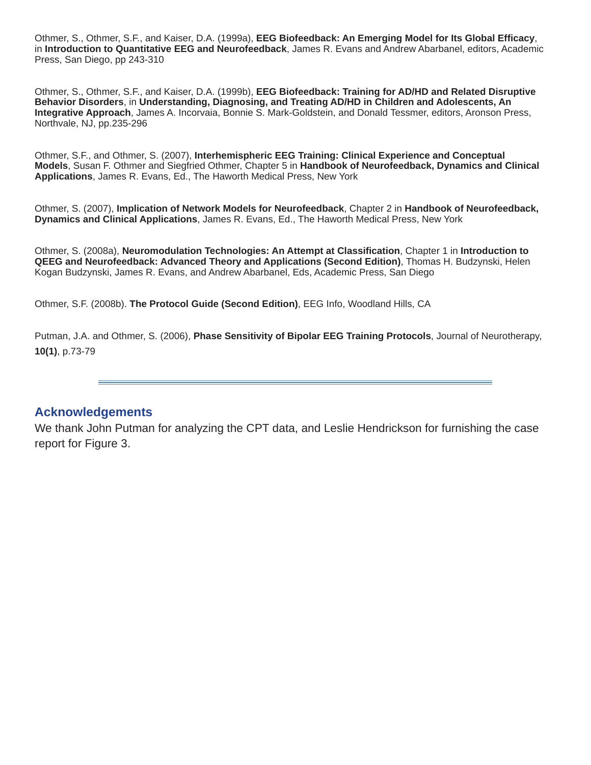Othmer, S., Othmer, S.F., and Kaiser, D.A. (1999a), **EEG Biofeedback: An Emerging Model for Its Global Efficacy**, in **Introduction to Quantitative EEG and Neurofeedback**, James R. Evans and Andrew Abarbanel, editors, Academic Press, San Diego, pp 243-310

Othmer, S., Othmer, S.F., and Kaiser, D.A. (1999b), **EEG Biofeedback: Training for AD/HD and Related Disruptive Behavior Disorders**, in **Understanding, Diagnosing, and Treating AD/HD in Children and Adolescents, An Integrative Approach**, James A. Incorvaia, Bonnie S. Mark-Goldstein, and Donald Tessmer, editors, Aronson Press, Northvale, NJ, pp.235-296

Othmer, S.F., and Othmer, S. (2007), **Interhemispheric EEG Training: Clinical Experience and Conceptual Models**, Susan F. Othmer and Siegfried Othmer, Chapter 5 in **Handbook of Neurofeedback, Dynamics and Clinical Applications**, James R. Evans, Ed., The Haworth Medical Press, New York

Othmer, S. (2007), **Implication of Network Models for Neurofeedback**, Chapter 2 in **Handbook of Neurofeedback, Dynamics and Clinical Applications**, James R. Evans, Ed., The Haworth Medical Press, New York

Othmer, S. (2008a), **Neuromodulation Technologies: An Attempt at Classification**, Chapter 1 in **Introduction to QEEG and Neurofeedback: Advanced Theory and Applications (Second Edition)**, Thomas H. Budzynski, Helen Kogan Budzynski, James R. Evans, and Andrew Abarbanel, Eds, Academic Press, San Diego

Othmer, S.F. (2008b). **The Protocol Guide (Second Edition)**, EEG Info, Woodland Hills, CA

Putman, J.A. and Othmer, S. (2006), **Phase Sensitivity of Bipolar EEG Training Protocols**, Journal of Neurotherapy, **10(1)**, p.73-79

## Acknowledgements

We thank John Putman for analyzing the CPT data, and Leslie Hendrickson for furnishing the case report for Figure 3.